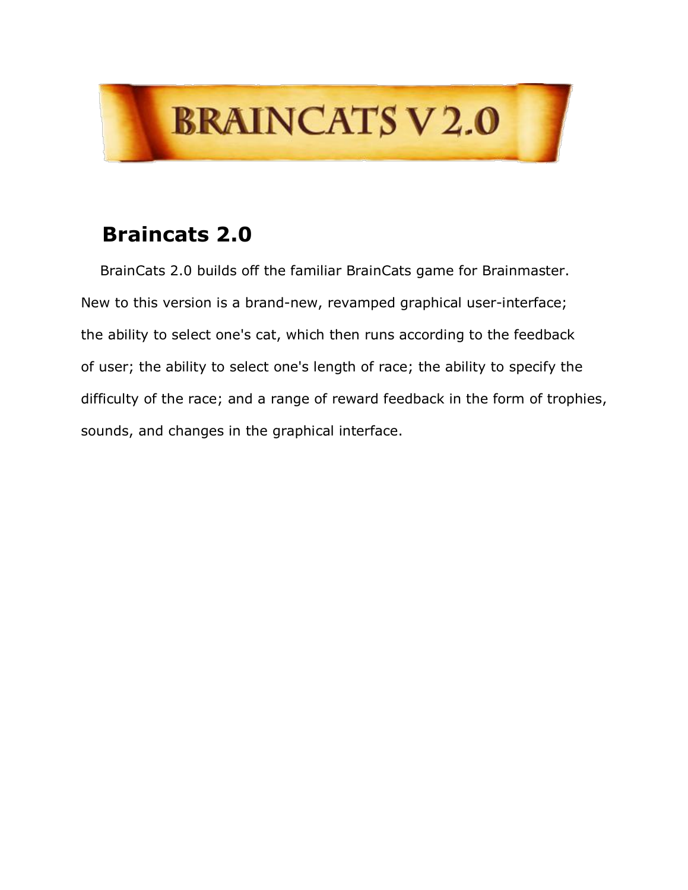# BRAINCATS V 2.0

## Braincats 2.0

BrainCats 2.0 builds off the familiar BrainCats game for Brainmaster. New to this version is a brand-new, revamped graphical user-interface; the ability to select one's cat, which then runs according to the feedback of user; the ability to select one's length of race; the ability to specify the difficulty of the race; and a range of reward feedback in the form of trophies, sounds, and changes in the graphical interface.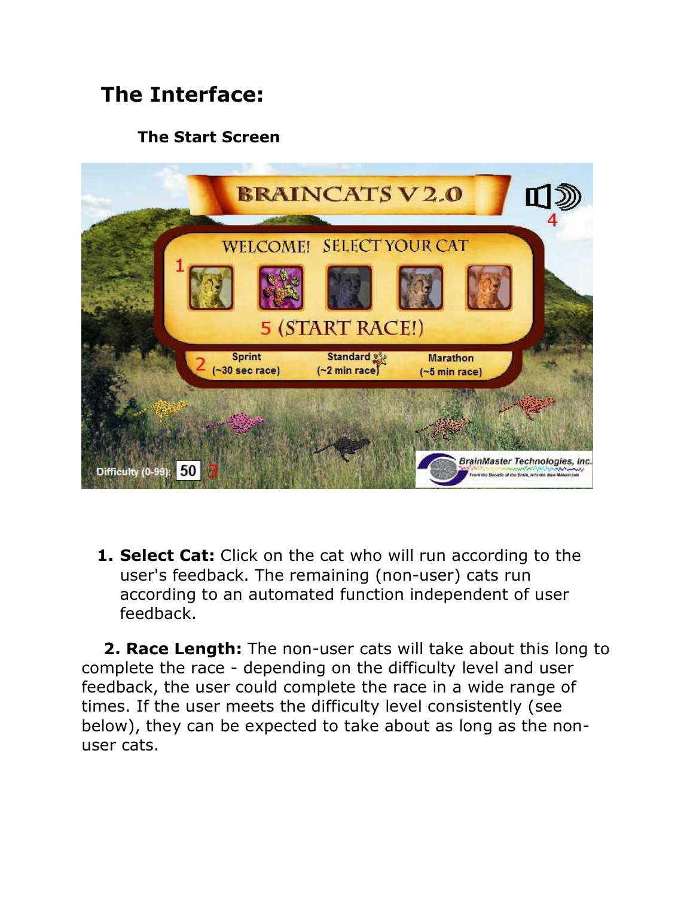# The Interface:

### The Start Screen

1. **Select Cat:** Click on the cat who will run according to the user's feedback. The remaining (non-user) cats run according to an automated function independent of user feedback.

2. **Race Length:** The non-user cats will take about this long to complete the race - depending on the difficulty level and user feedback, the user could complete the race in a wide range of times. If the user meets the difficulty level consistently (see below), they can be expected to take about as long as the non-user cats.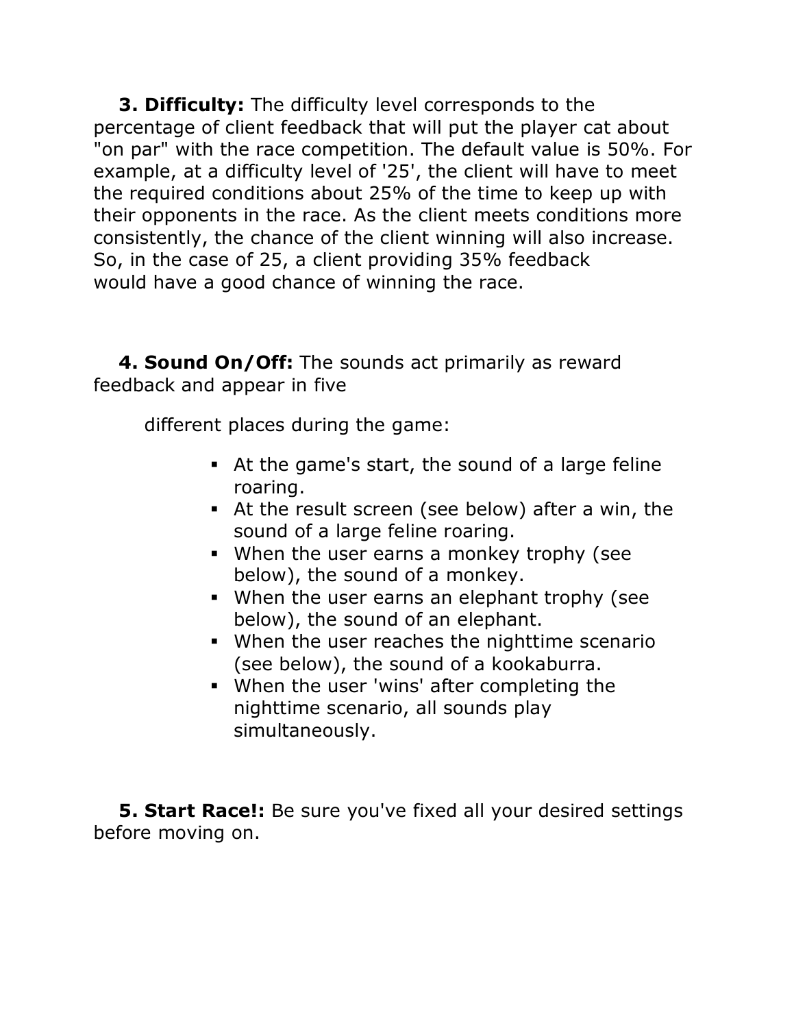**3. Difficulty:** The difficulty level corresponds to the percentage of client feedback that will put the player cat about "on par" with the race competition. The default value is 50%. For example, at a difficulty level of '25', the client will have to meet the required conditions about 25% of the time to keep up with their opponents in the race. As the client meets conditions more consistently, the chance of the client winning will also increase. So, in the case of 25, a client providing 35% feedback would have a good chance of winning the race.

**4. Sound On/Off:** The sounds act primarily as reward feedback and appear in five different places during the game:

- At the game's start, the sound of a large feline roaring.
- At the result screen (see below) after a win, the sound of a large feline roaring.
- When the user earns a monkey trophy (see below), the sound of a monkey.
- When the user earns an elephant trophy (see below), the sound of an elephant.
- When the user reaches the nighttime scenario (see below), the sound of a kookaburra.
- When the user 'wins' after completing the nighttime scenario, all sounds play simultaneously.

**5. Start Race!:** Be sure you've fixed all your desired settings before moving on.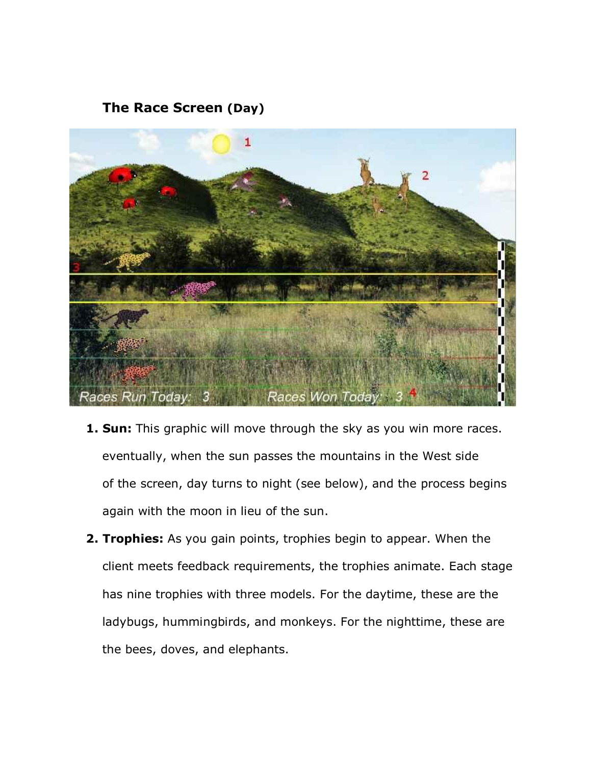### The Race Screen (Day)

1. **Sun:** This graphic will move through the sky as you win more races. eventually, when the sun passes the mountains in the West side of the screen, day turns to night (see below), and the process begins again with the moon in lieu of the sun.
2. **Trophies:** As you gain points, trophies begin to appear. When the client meets feedback requirements, the trophies animate. Each stage has nine trophies with three models. For the daytime, these are the ladybugs, hummingbirds, and monkeys. For the nighttime, these are the bees, doves, and elephants.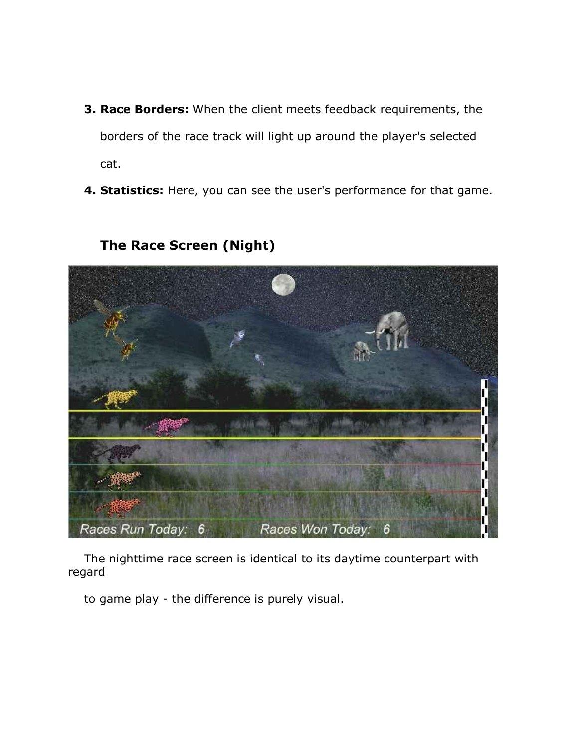3. **Race Borders:** When the client meets feedback requirements, the borders of the race track will light up around the player's selected cat.
4. **Statistics:** Here, you can see the user's performance for that game.

## The Race Screen (Night)

The nighttime race screen is identical to its daytime counterpart with regard to game play - the difference is purely visual.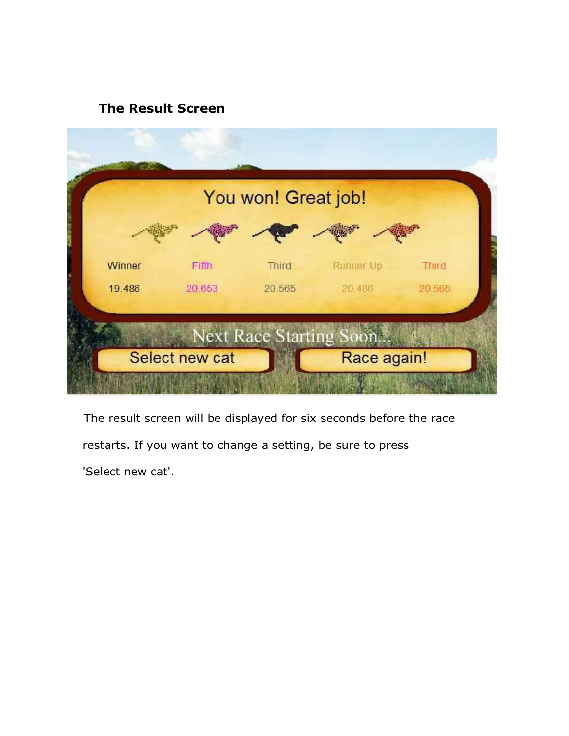### The Result Screen

The result screen will be displayed for six seconds before the race restarts. If you want to change a setting, be sure to press 'Select new cat'.